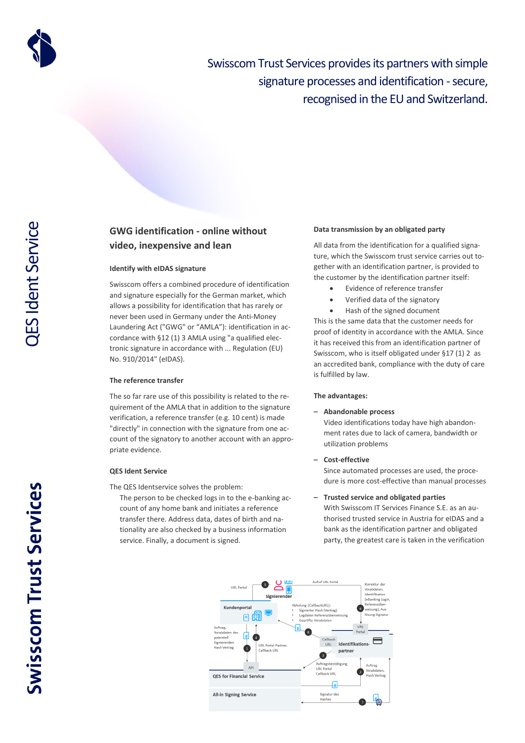Swisscom Trust Services provides its partners with simple signature processes and identification - secure, recognised in the EU and Switzerland.

# QES Ident Service

## GWG identification - online without video, inexpensive and lean

### Identify with eIDAS signature

Swisscom offers a combined procedure of identification and signature especially for the German market, which allows a possibility for identification that has rarely or never been used in Germany under the Anti-Money Laundering Act ("GWG" or "AMLA"): identification in accordance with §12 (1) 3 AMLA using "a qualified electronic signature in accordance with ... Regulation (EU) No. 910/2014" (eIDAS).

### The reference transfer

The so far rare use of this possibility is related to the requirement of the AMLA that in addition to the signature verification, a reference transfer (e.g. 10 cent) is made "directly" in connection with the signature from one account of the signatory to another account with an appropriate evidence.

### QES Ident Service

The QES Identservice solves the problem:

The person to be checked logs in to the e-banking account of any home bank and initiates a reference transfer there. Address data, dates of birth and nationality are also checked by a business information service. Finally, a document is signed.

### Data transmission by an obligated party

All data from the identification for a qualified signature, which the Swisscom trust service carries out together with an identification partner, is provided to the customer by the identification partner itself:

- Evidence of reference transfer
- Verified data of the signatory
- Hash of the signed document

This is the same data that the customer needs for proof of identity in accordance with the AMLA. Since it has received this from an identification partner of Swisscom, who is itself obligated under §17 (1) 2 as an accredited bank, compliance with the duty of care is fulfilled by law.

### The advantages:

- **Abandonable process**
  Video identifications today have high abandonment rates due to lack of camera, bandwidth or utilization problems
- **Cost-effective**
  Since automated processes are used, the procedure is more cost-effective than manual processes
- **Trusted service and obligated parties**
  With Swisscom IT Services Finance S.E. as an authorised trusted service in Austria for eIDAS and a bank as the identification partner and obligated party, the greatest care is taken in the verification

URL Portal | 5 | Signierender | Aufruf URL Portal | Korrektur der Vorabdaten, Identifikation (eBanking Login, Referenzüberweisung), Auslösung Signatur | 6

Kundenportal | Abholung (CallbackURL): Signierter Hash (Vertrag), Logdaten Referenzüberweisung, Geprüfte Vorabdaten | 8 | URL Portal

Auftrag, Vorabdaten des potentiell Signierenden Hash Vertrag | 1 | 4 | URL Portal Partner, Callback URL | Callback URL | Identifikations-partner | 3

API | QES for Financial Service | Auftragsbestätigung URL Portal Callback URL | 2 | Auftrag Vorabdaten, Hash Vertrag

All-in Signing Service | Signatur des Hashes | 7

Swisscom Trust Services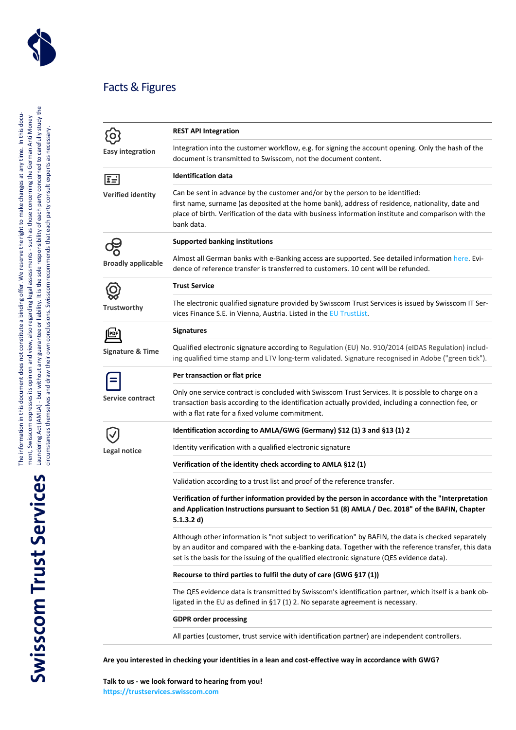## Facts & Figures

| | | |
|---|---|---|
| Easy integration | **REST API Integration** | Integration into the customer workflow, e.g. for signing the account opening. Only the hash of the document is transmitted to Swisscom, not the document content. |
| Verified identity | **Identification data** | Can be sent in advance by the customer and/or by the person to be identified: first name, surname (as deposited at the home bank), address of residence, nationality, date and place of birth. Verification of the data with business information institute and comparison with the bank data. |
| Broadly applicable | **Supported banking institutions** | Almost all German banks with e-Banking access are supported. See detailed information here. Evidence of reference transfer is transferred to customers. 10 cent will be refunded. |
| Trustworthy | **Trust Service** | The electronic qualified signature provided by Swisscom Trust Services is issued by Swisscom IT Services Finance S.E. in Vienna, Austria. Listed in the EU TrustList. |
| Signature & Time | **Signatures** | Qualified electronic signature according to Regulation (EU) No. 910/2014 (eIDAS Regulation) including qualified time stamp and LTV long-term validated. Signature recognised in Adobe ("green tick"). |
| Service contract | **Per transaction or flat price** | Only one service contract is concluded with Swisscom Trust Services. It is possible to charge on a transaction basis according to the identification actually provided, including a connection fee, or with a flat rate for a fixed volume commitment. |
| Legal notice | **Identification according to AMLA/GWG (Germany) §12 (1) 3 and §13 (1) 2** | Identity verification with a qualified electronic signature |
| | **Verification of the identity check according to AMLA §12 (1)** | Validation according to a trust list and proof of the reference transfer. |
| | **Verification of further information provided by the person in accordance with the "Interpretation and Application Instructions pursuant to Section 51 (8) AMLA / Dec. 2018" of the BAFIN, Chapter 5.1.3.2 d)** | Although other information is "not subject to verification" by BAFIN, the data is checked separately by an auditor and compared with the e-banking data. Together with the reference transfer, this data set is the basis for the issuing of the qualified electronic signature (QES evidence data). |
| | **Recourse to third parties to fulfil the duty of care (GWG §17 (1))** | The QES evidence data is transmitted by Swisscom's identification partner, which itself is a bank obligated in the EU as defined in §17 (1) 2. No separate agreement is necessary. |
| | **GDPR order processing** | All parties (customer, trust service with identification partner) are independent controllers. |

**Are you interested in checking your identities in a lean and cost-effective way in accordance with GWG?**

**Talk to us - we look forward to hearing from you!**
https://trustservices.swisscom.com

Swisscom Trust Services

The information in this document does not constitute a binding offer. We reserve the right to make changes at any time. In this document, Swisscom expresses its opinion and view, also regarding legal assessments - such as those concerning the German Anti Money Laundering Act (AMLA) - but without any guarantee or liability. It is the sole responsibility of each party concerned to carefully study the circumstances themselves and draw their own conclusions. Swisscom recommends that each party consult experts as necessary.